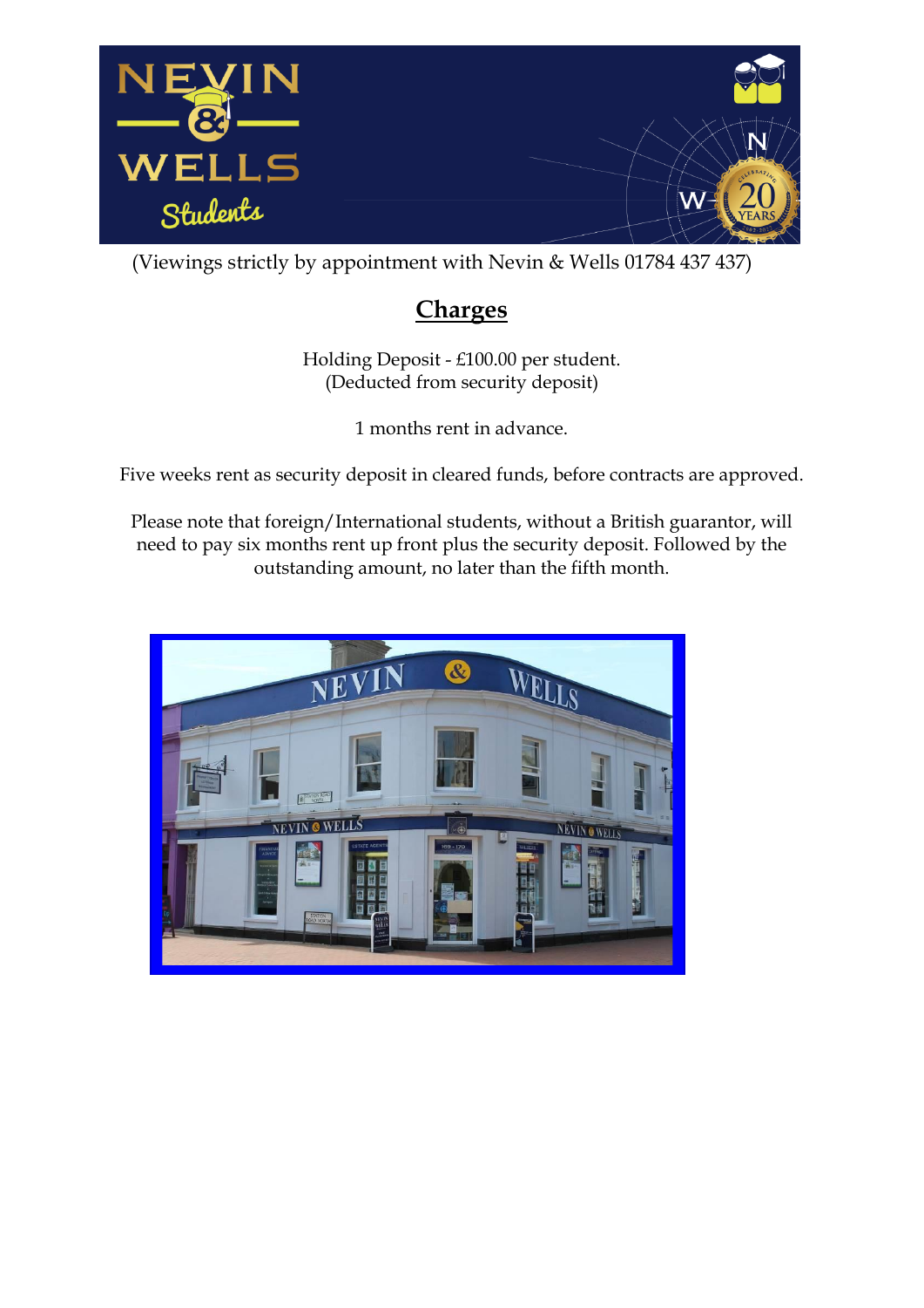(Viewings strictly by appointment with Nevin & Wells 01784 437 437)

## Charges

Holding Deposit - £100.00 per student.
(Deducted from security deposit)

1 months rent in advance.

Five weeks rent as security deposit in cleared funds, before contracts are approved.

Please note that foreign/International students, without a British guarantor, will need to pay six months rent up front plus the security deposit. Followed by the outstanding amount, no later than the fifth month.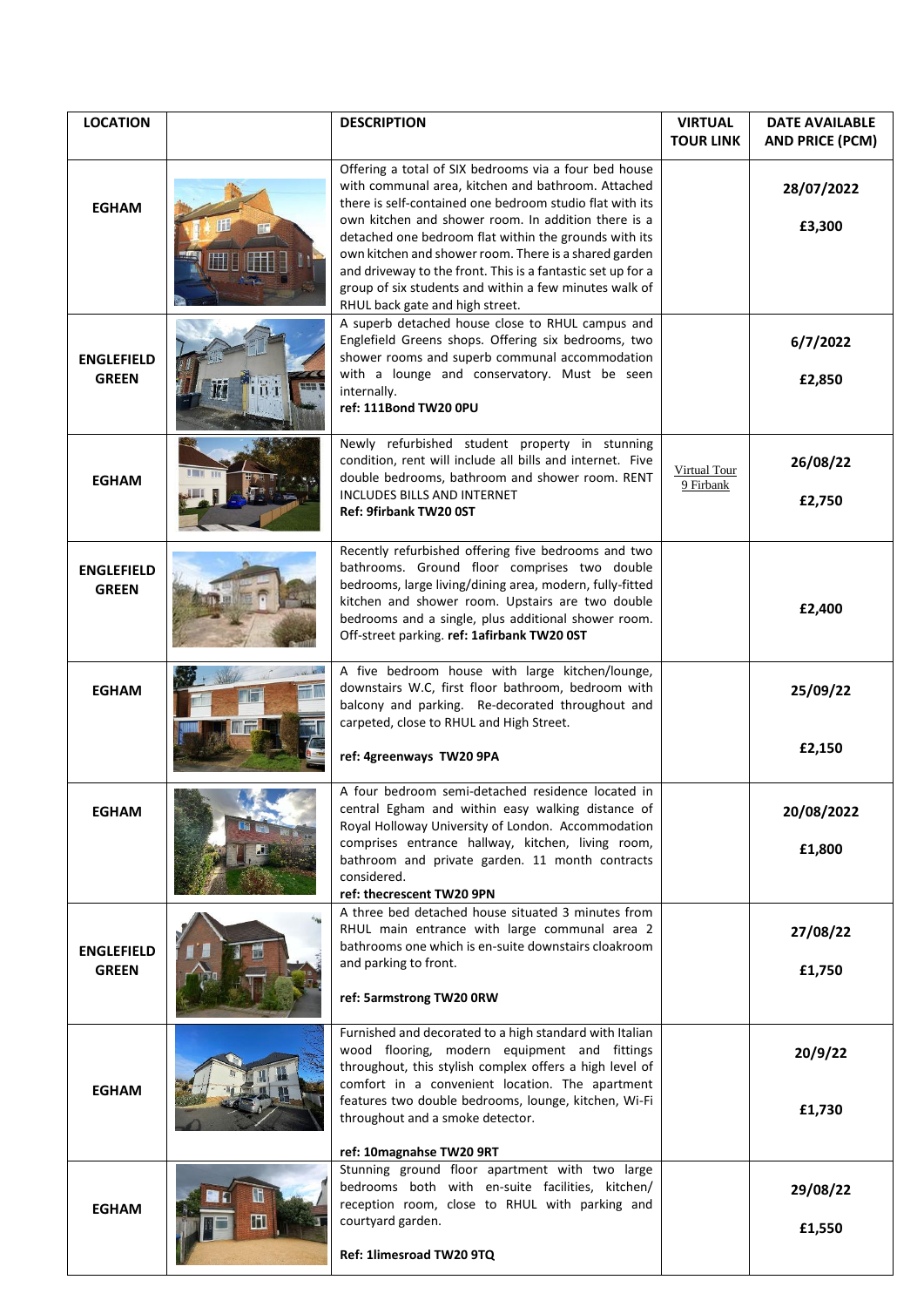| LOCATION | | DESCRIPTION | VIRTUAL TOUR LINK | DATE AVAILABLE AND PRICE (PCM) |
|---|---|---|---|---|
| EGHAM | | Offering a total of SIX bedrooms via a four bed house with communal area, kitchen and bathroom. Attached there is self-contained one bedroom studio flat with its own kitchen and shower room. In addition there is a detached one bedroom flat within the grounds with its own kitchen and shower room. There is a shared garden and driveway to the front. This is a fantastic set up for a group of six students and within a few minutes walk of RHUL back gate and high street. | | 28/07/2022<br><br>£3,300 |
| ENGLEFIELD GREEN | | A superb detached house close to RHUL campus and Englefield Greens shops. Offering six bedrooms, two shower rooms and superb communal accommodation with a lounge and conservatory. Must be seen internally.<br>**ref: 111Bond TW20 0PU** | | 6/7/2022<br><br>£2,850 |
| EGHAM | | Newly refurbished student property in stunning condition, rent will include all bills and internet. Five double bedrooms, bathroom and shower room. RENT INCLUDES BILLS AND INTERNET<br>**Ref: 9firbank TW20 0ST** | Virtual Tour 9 Firbank | 26/08/22<br><br>£2,750 |
| ENGLEFIELD GREEN | | Recently refurbished offering five bedrooms and two bathrooms. Ground floor comprises two double bedrooms, large living/dining area, modern, fully-fitted kitchen and shower room. Upstairs are two double bedrooms and a single, plus additional shower room. Off-street parking. **ref: 1afirbank TW20 0ST** | | £2,400 |
| EGHAM | | A five bedroom house with large kitchen/lounge, downstairs W.C, first floor bathroom, bedroom with balcony and parking. Re-decorated throughout and carpeted, close to RHUL and High Street.<br><br>**ref: 4greenways TW20 9PA** | | 25/09/22<br><br>£2,150 |
| EGHAM | | A four bedroom semi-detached residence located in central Egham and within easy walking distance of Royal Holloway University of London. Accommodation comprises entrance hallway, kitchen, living room, bathroom and private garden. 11 month contracts considered.<br>**ref: thecrescent TW20 9PN** | | 20/08/2022<br><br>£1,800 |
| ENGLEFIELD GREEN | | A three bed detached house situated 3 minutes from RHUL main entrance with large communal area 2 bathrooms one which is en-suite downstairs cloakroom and parking to front.<br><br>**ref: 5armstrong TW20 0RW** | | 27/08/22<br><br>£1,750 |
| EGHAM | | Furnished and decorated to a high standard with Italian wood flooring, modern equipment and fittings throughout, this stylish complex offers a high level of comfort in a convenient location. The apartment features two double bedrooms, lounge, kitchen, Wi-Fi throughout and a smoke detector.<br><br>**ref: 10magnahse TW20 9RT** | | 20/9/22<br><br>£1,730 |
| EGHAM | | Stunning ground floor apartment with two large bedrooms both with en-suite facilities, kitchen/ reception room, close to RHUL with parking and courtyard garden.<br><br>**Ref: 1limesroad TW20 9TQ** | | 29/08/22<br><br>£1,550 |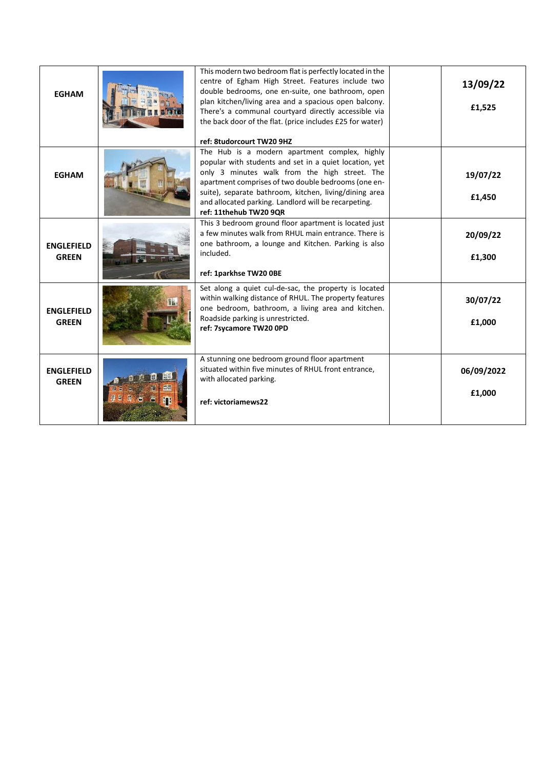| | | | | |
|---|---|---|---|---|
| **EGHAM** | | This modern two bedroom flat is perfectly located in the centre of Egham High Street. Features include two double bedrooms, one en-suite, one bathroom, open plan kitchen/living area and a spacious open balcony. There's a communal courtyard directly accessible via the back door of the flat. (price includes £25 for water)<br><br>**ref: 8tudorcourt TW20 9HZ** | | **13/09/22**<br><br>**£1,525** |
| **EGHAM** | | The Hub is a modern apartment complex, highly popular with students and set in a quiet location, yet only 3 minutes walk from the high street. The apartment comprises of two double bedrooms (one en-suite), separate bathroom, kitchen, living/dining area and allocated parking. Landlord will be recarpeting.<br>**ref: 11thehub TW20 9QR** | | **19/07/22**<br><br>**£1,450** |
| **ENGLEFIELD GREEN** | | This 3 bedroom ground floor apartment is located just a few minutes walk from RHUL main entrance. There is one bathroom, a lounge and Kitchen. Parking is also included.<br><br>**ref: 1parkhse TW20 0BE** | | **20/09/22**<br><br>**£1,300** |
| **ENGLEFIELD GREEN** | | Set along a quiet cul-de-sac, the property is located within walking distance of RHUL. The property features one bedroom, bathroom, a living area and kitchen. Roadside parking is unrestricted.<br>**ref: 7sycamore TW20 0PD** | | **30/07/22**<br><br>**£1,000** |
| **ENGLEFIELD GREEN** | | A stunning one bedroom ground floor apartment situated within five minutes of RHUL front entrance, with allocated parking.<br><br>**ref: victoriamews22** | | **06/09/2022**<br><br>**£1,000** |